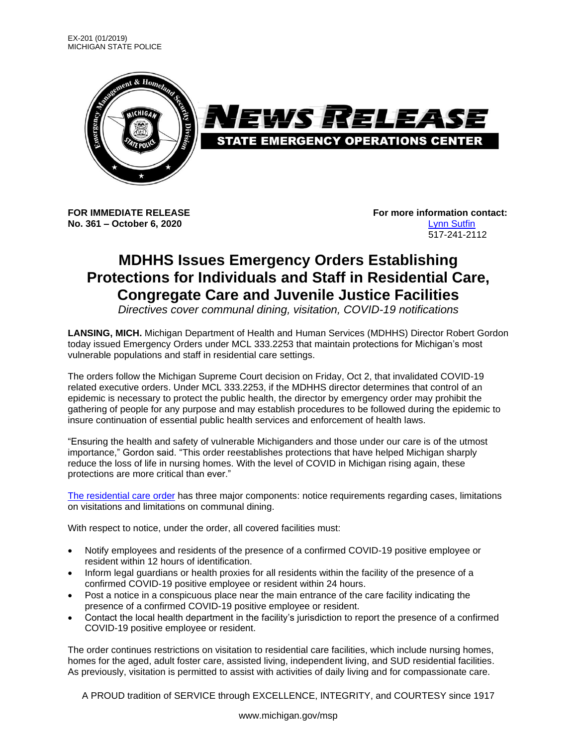EX-201 (01/2019)
MICHIGAN STATE POLICE

NEWS RELEASE
STATE EMERGENCY OPERATIONS CENTER

**FOR IMMEDIATE RELEASE**
**No. 361 – October 6, 2020**

**For more information contact:**
Lynn Sutfin
517-241-2112

# MDHHS Issues Emergency Orders Establishing Protections for Individuals and Staff in Residential Care, Congregate Care and Juvenile Justice Facilities

*Directives cover communal dining, visitation, COVID-19 notifications*

**LANSING, MICH.** Michigan Department of Health and Human Services (MDHHS) Director Robert Gordon today issued Emergency Orders under MCL 333.2253 that maintain protections for Michigan's most vulnerable populations and staff in residential care settings.

The orders follow the Michigan Supreme Court decision on Friday, Oct 2, that invalidated COVID-19 related executive orders. Under MCL 333.2253, if the MDHHS director determines that control of an epidemic is necessary to protect the public health, the director by emergency order may prohibit the gathering of people for any purpose and may establish procedures to be followed during the epidemic to insure continuation of essential public health services and enforcement of health laws.

"Ensuring the health and safety of vulnerable Michiganders and those under our care is of the utmost importance," Gordon said. "This order reestablishes protections that have helped Michigan sharply reduce the loss of life in nursing homes. With the level of COVID in Michigan rising again, these protections are more critical than ever."

The residential care order has three major components: notice requirements regarding cases, limitations on visitations and limitations on communal dining.

With respect to notice, under the order, all covered facilities must:

- Notify employees and residents of the presence of a confirmed COVID-19 positive employee or resident within 12 hours of identification.
- Inform legal guardians or health proxies for all residents within the facility of the presence of a confirmed COVID-19 positive employee or resident within 24 hours.
- Post a notice in a conspicuous place near the main entrance of the care facility indicating the presence of a confirmed COVID-19 positive employee or resident.
- Contact the local health department in the facility's jurisdiction to report the presence of a confirmed COVID-19 positive employee or resident.

The order continues restrictions on visitation to residential care facilities, which include nursing homes, homes for the aged, adult foster care, assisted living, independent living, and SUD residential facilities. As previously, visitation is permitted to assist with activities of daily living and for compassionate care.

A PROUD tradition of SERVICE through EXCELLENCE, INTEGRITY, and COURTESY since 1917

www.michigan.gov/msp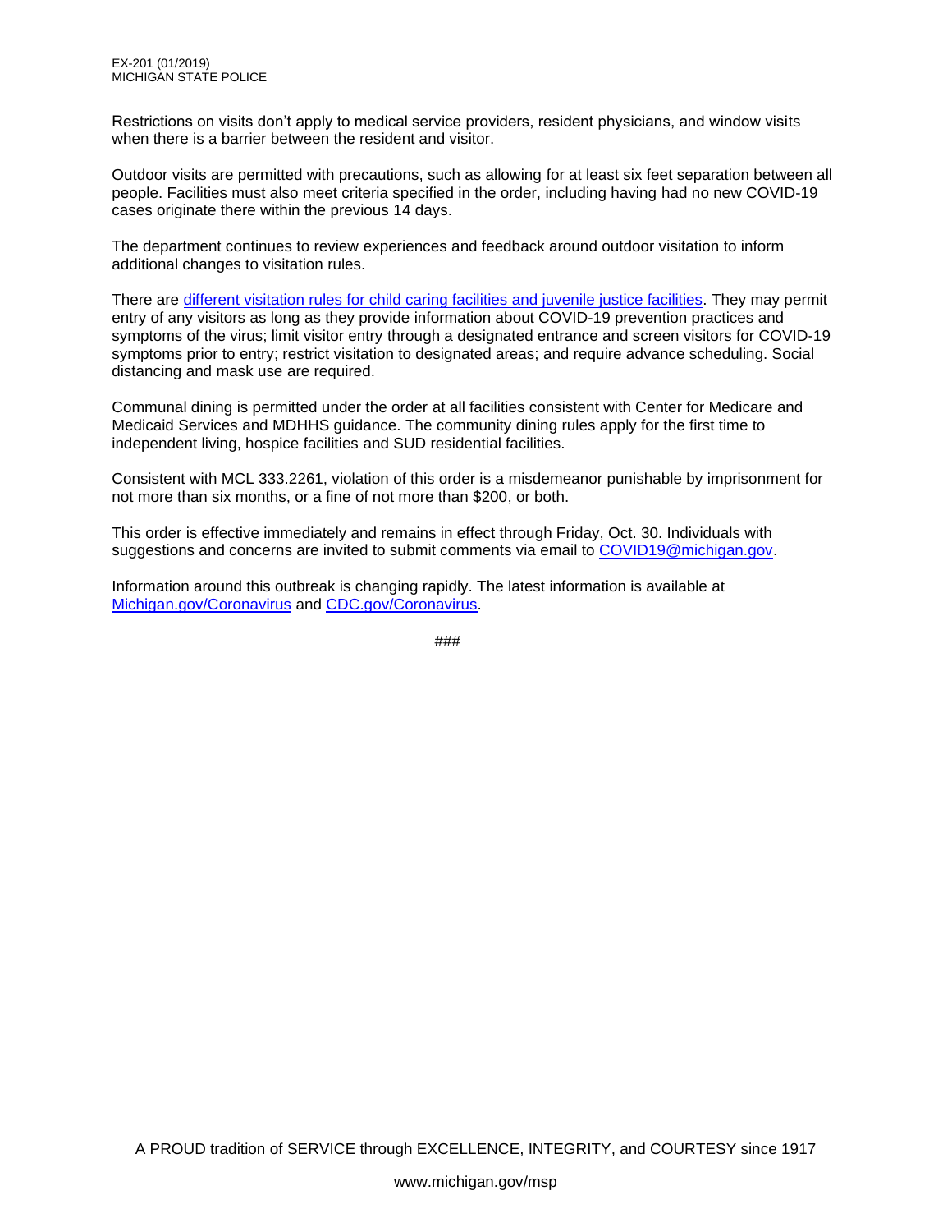Restrictions on visits don't apply to medical service providers, resident physicians, and window visits when there is a barrier between the resident and visitor.

Outdoor visits are permitted with precautions, such as allowing for at least six feet separation between all people. Facilities must also meet criteria specified in the order, including having had no new COVID-19 cases originate there within the previous 14 days.

The department continues to review experiences and feedback around outdoor visitation to inform additional changes to visitation rules.

There are [different visitation rules for child caring facilities and juvenile justice facilities](). They may permit entry of any visitors as long as they provide information about COVID-19 prevention practices and symptoms of the virus; limit visitor entry through a designated entrance and screen visitors for COVID-19 symptoms prior to entry; restrict visitation to designated areas; and require advance scheduling. Social distancing and mask use are required.

Communal dining is permitted under the order at all facilities consistent with Center for Medicare and Medicaid Services and MDHHS guidance. The community dining rules apply for the first time to independent living, hospice facilities and SUD residential facilities.

Consistent with MCL 333.2261, violation of this order is a misdemeanor punishable by imprisonment for not more than six months, or a fine of not more than $200, or both.

This order is effective immediately and remains in effect through Friday, Oct. 30. Individuals with suggestions and concerns are invited to submit comments via email to [COVID19@michigan.gov](mailto:COVID19@michigan.gov).

Information around this outbreak is changing rapidly. The latest information is available at [Michigan.gov/Coronavirus]() and [CDC.gov/Coronavirus]().

###